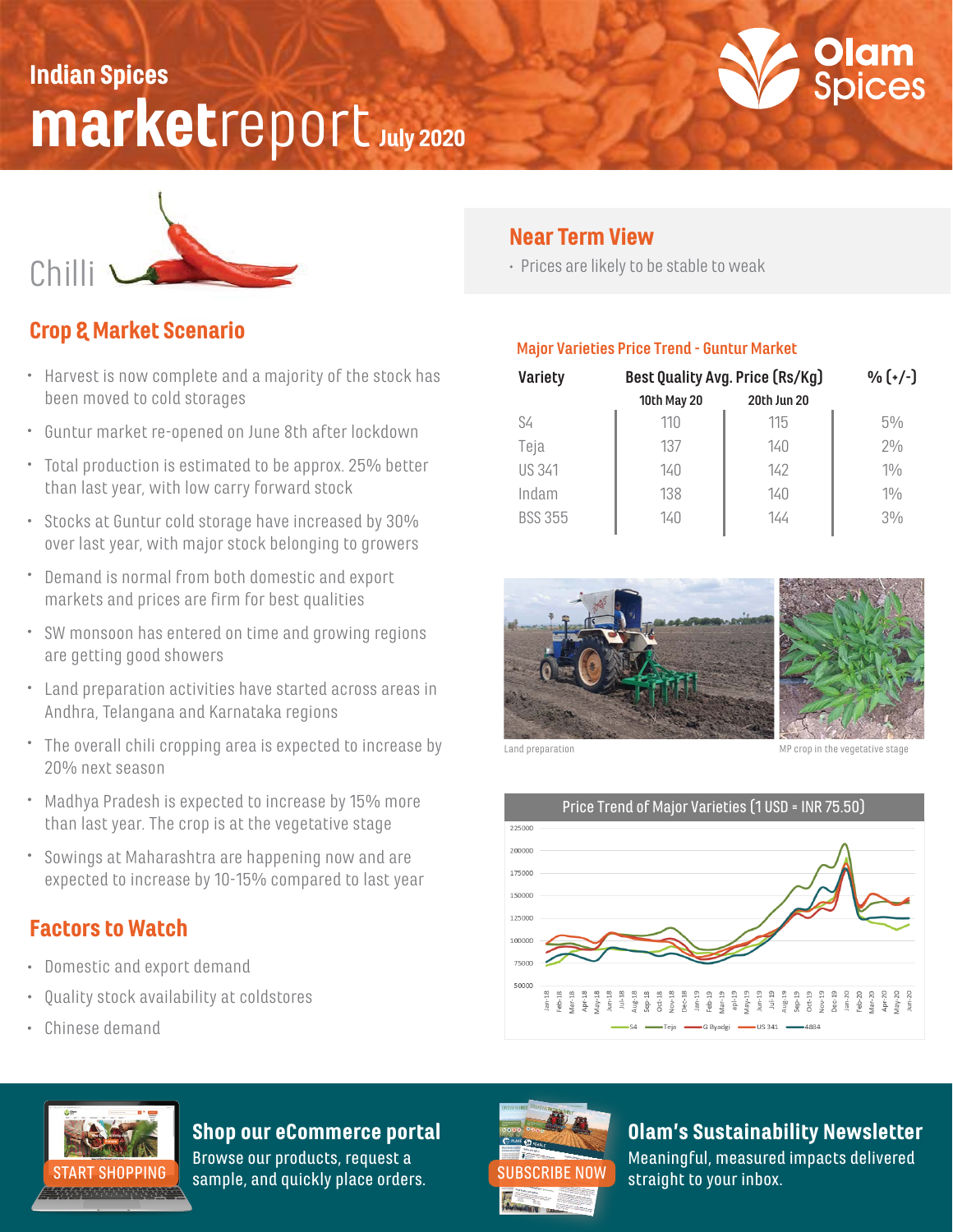# Indian Spices market report July 2020

Olam Spices

## Chilli

### Crop & Market Scenario

- Harvest is now complete and a majority of the stock has been moved to cold storages
- Guntur market re-opened on June 8th after lockdown
- Total production is estimated to be approx. 25% better than last year, with low carry forward stock
- Stocks at Guntur cold storage have increased by 30% over last year, with major stock belonging to growers
- Demand is normal from both domestic and export markets and prices are firm for best qualities
- SW monsoon has entered on time and growing regions are getting good showers
- Land preparation activities have started across areas in Andhra, Telangana and Karnataka regions
- The overall chili cropping area is expected to increase by 20% next season
- Madhya Pradesh is expected to increase by 15% more than last year. The crop is at the vegetative stage
- Sowings at Maharashtra are happening now and are expected to increase by 10-15% compared to last year

### Factors to Watch

- Domestic and export demand
- Quality stock availability at coldstores
- Chinese demand

### Near Term View

- Prices are likely to be stable to weak

### Major Varieties Price Trend - Guntur Market

| Variety | Best Quality Avg. Price (Rs/Kg) | | % (+/-) |
|---|---|---|---|
| | 10th May 20 | 20th Jun 20 | |
| S4 | 110 | 115 | 5% |
| Teja | 137 | 140 | 2% |
| US 341 | 140 | 142 | 1% |
| Indam | 138 | 140 | 1% |
| BSS 355 | 140 | 144 | 3% |

Land preparation

MP crop in the vegetative stage

Price Trend of Major Varieties (1 USD = INR 75.50)

**Shop our eCommerce portal**
Browse our products, request a sample, and quickly place orders.
START SHOPPING

**Olam's Sustainability Newsletter**
Meaningful, measured impacts delivered straight to your inbox.
SUBSCRIBE NOW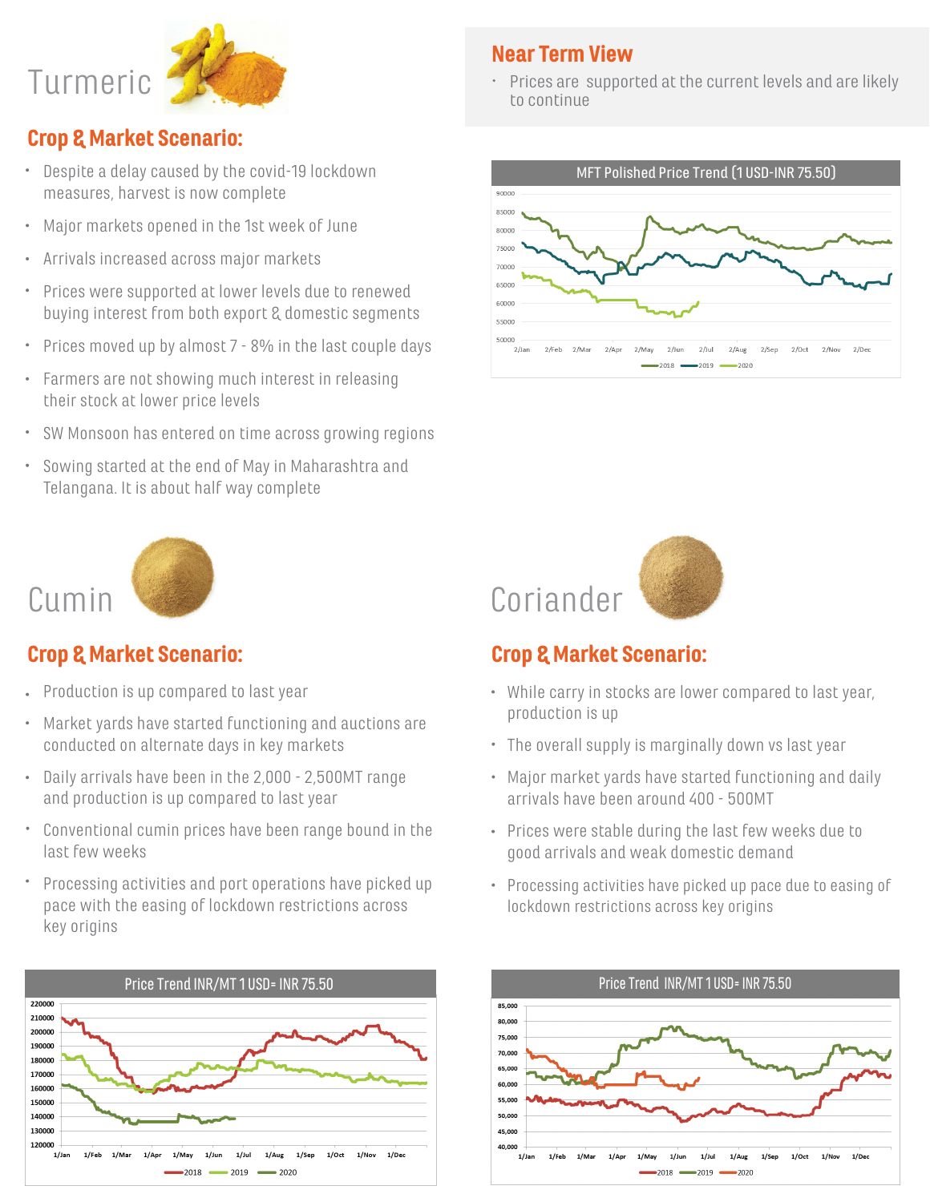# Turmeric

## Crop & Market Scenario:

- Despite a delay caused by the covid-19 lockdown measures, harvest is now complete
- Major markets opened in the 1st week of June
- Arrivals increased across major markets
- Prices were supported at lower levels due to renewed buying interest from both export & domestic segments
- Prices moved up by almost 7 - 8% in the last couple days
- Farmers are not showing much interest in releasing their stock at lower price levels
- SW Monsoon has entered on time across growing regions
- Sowing started at the end of May in Maharashtra and Telangana. It is about half way complete

## Near Term View

- Prices are supported at the current levels and are likely to continue

MFT Polished Price Trend (1 USD-INR 75.50)

90000
85000
80000
75000
70000
65000
60000
55000
50000

2/Jan 2/Feb 2/Mar 2/Apr 2/May 2/Jun 2/Jul 2/Aug 2/Sep 2/Oct 2/Nov 2/Dec

2018 2019 2020

# Cumin

## Crop & Market Scenario:

- Production is up compared to last year
- Market yards have started functioning and auctions are conducted on alternate days in key markets
- Daily arrivals have been in the 2,000 - 2,500MT range and production is up compared to last year
- Conventional cumin prices have been range bound in the last few weeks
- Processing activities and port operations have picked up pace with the easing of lockdown restrictions across key origins

Price Trend INR/MT 1 USD= INR 75.50

220000
210000
200000
190000
180000
170000
160000
150000
140000
130000
120000

1/Jan 1/Feb 1/Mar 1/Apr 1/May 1/Jun 1/Jul 1/Aug 1/Sep 1/Oct 1/Nov 1/Dec

2018 2019 2020

# Coriander

## Crop & Market Scenario:

- While carry in stocks are lower compared to last year, production is up
- The overall supply is marginally down vs last year
- Major market yards have started functioning and daily arrivals have been around 400 - 500MT
- Prices were stable during the last few weeks due to good arrivals and weak domestic demand
- Processing activities have picked up pace due to easing of lockdown restrictions across key origins

Price Trend INR/MT 1 USD= INR 75.50

85,000
80,000
75,000
70,000
65,000
60,000
55,000
50,000
45,000
40,000

1/Jan 1/Feb 1/Mar 1/Apr 1/May 1/Jun 1/Jul 1/Aug 1/Sep 1/Oct 1/Nov 1/Dec

2018 2019 2020